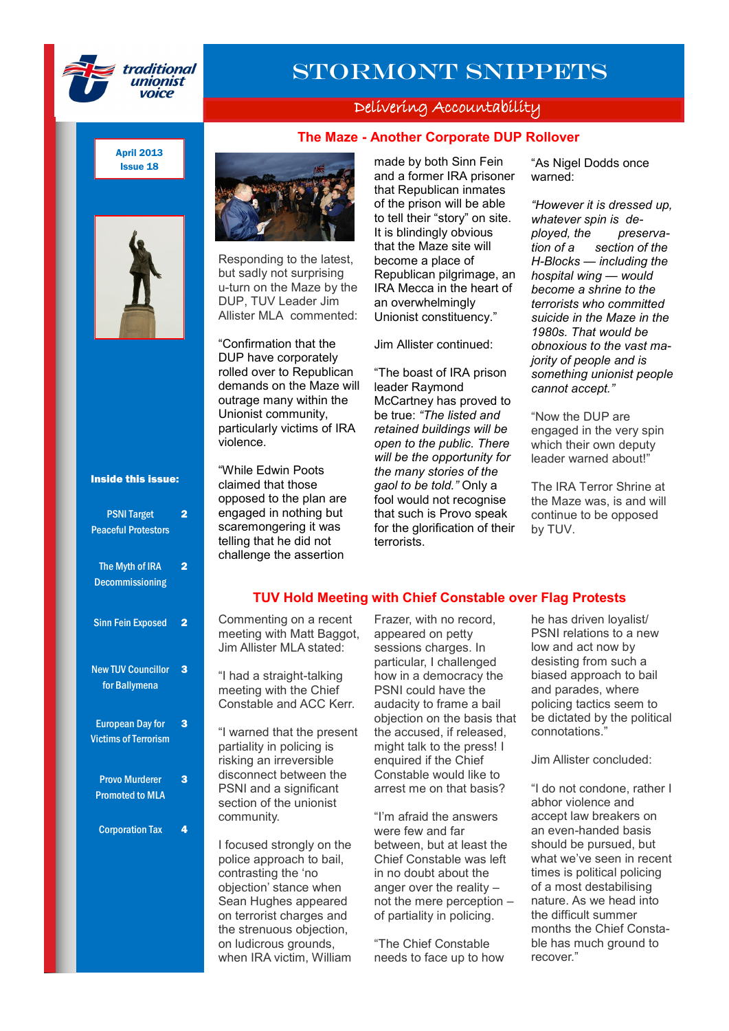traditional unionist voice

# STORMONT SNIPPETS

*Delivering Accountability*

April 2013
Issue 18

**Inside this issue:**

| | |
|---|---|
| PSNI Target Peaceful Protestors | 2 |
| The Myth of IRA Decommissioning | 2 |
| Sinn Fein Exposed | 2 |
| New TUV Councillor for Ballymena | 3 |
| European Day for Victims of Terrorism | 3 |
| Provo Murderer Promoted to MLA | 3 |
| Corporation Tax | 4 |

## The Maze - Another Corporate DUP Rollover

Responding to the latest, but sadly not surprising u-turn on the Maze by the DUP, TUV Leader Jim Allister MLA commented:

"Confirmation that the DUP have corporately rolled over to Republican demands on the Maze will outrage many within the Unionist community, particularly victims of IRA violence.

"While Edwin Poots claimed that those opposed to the plan are engaged in nothing but scaremongering it was telling that he did not challenge the assertion made by both Sinn Fein and a former IRA prisoner that Republican inmates of the prison will be able to tell their "story" on site. It is blindingly obvious that the Maze site will become a place of Republican pilgrimage, an IRA Mecca in the heart of an overwhelmingly Unionist constituency."

Jim Allister continued:

"The boast of IRA prison leader Raymond McCartney has proved to be true: *"The listed and retained buildings will be open to the public. There will be the opportunity for the many stories of the gaol to be told."* Only a fool would not recognise that such is Provo speak for the glorification of their terrorists.

"As Nigel Dodds once warned:

*"However it is dressed up, whatever spin is deployed, the preservation of a section of the H-Blocks — including the hospital wing — would become a shrine to the terrorists who committed suicide in the Maze in the 1980s. That would be obnoxious to the vast majority of people and is something unionist people cannot accept."*

"Now the DUP are engaged in the very spin which their own deputy leader warned about!"

The IRA Terror Shrine at the Maze was, is and will continue to be opposed by TUV.

## TUV Hold Meeting with Chief Constable over Flag Protests

Commenting on a recent meeting with Matt Baggot, Jim Allister MLA stated:

"I had a straight-talking meeting with the Chief Constable and ACC Kerr.

"I warned that the present partiality in policing is risking an irreversible disconnect between the PSNI and a significant section of the unionist community.

I focused strongly on the police approach to bail, contrasting the 'no objection' stance when Sean Hughes appeared on terrorist charges and the strenuous objection, on ludicrous grounds, when IRA victim, William Frazer, with no record, appeared on petty sessions charges. In particular, I challenged how in a democracy the PSNI could have the audacity to frame a bail objection on the basis that the accused, if released, might talk to the press! I enquired if the Chief Constable would like to arrest me on that basis?

"I'm afraid the answers were few and far between, but at least the Chief Constable was left in no doubt about the anger over the reality – not the mere perception – of partiality in policing.

"The Chief Constable needs to face up to how he has driven loyalist/ PSNI relations to a new low and act now by desisting from such a biased approach to bail and parades, where policing tactics seem to be dictated by the political connotations."

Jim Allister concluded:

"I do not condone, rather I abhor violence and accept law breakers on an even-handed basis should be pursued, but what we've seen in recent times is political policing of a most destabilising nature. As we head into the difficult summer months the Chief Constable has much ground to recover."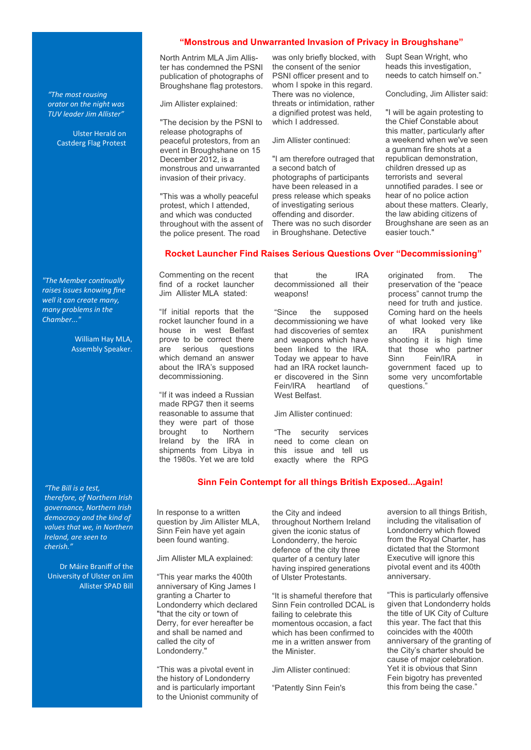> *"The most rousing orator on the night was TUV leader Jim Allister"*
>
> Ulster Herald on Castderg Flag Protest

## "Monstrous and Unwarranted Invasion of Privacy in Broughshane"

North Antrim MLA Jim Allister has condemned the PSNI publication of photographs of Broughshane flag protestors.

Jim Allister explained:

"The decision by the PSNI to release photographs of peaceful protestors, from an event in Broughshane on 15 December 2012, is a monstrous and unwarranted invasion of their privacy.

"This was a wholly peaceful protest, which I attended, and which was conducted throughout with the assent of the police present. The road was only briefly blocked, with the consent of the senior PSNI officer present and to whom I spoke in this regard. There was no violence, threats or intimidation, rather a dignified protest was held, which I addressed.

Jim Allister continued:

"I am therefore outraged that a second batch of photographs of participants have been released in a press release which speaks of investigating serious offending and disorder. There was no such disorder in Broughshane. Detective Supt Sean Wright, who heads this investigation, needs to catch himself on."

Concluding, Jim Allister said:

"I will be again protesting to the Chief Constable about this matter, particularly after a weekend when we've seen a gunman fire shots at a republican demonstration, children dressed up as terrorists and several unnotified parades. I see or hear of no police action about these matters. Clearly, the law abiding citizens of Broughshane are seen as an easier touch."

> *"The Member continually raises issues knowing fine well it can create many, many problems in the Chamber..."*
>
> William Hay MLA, Assembly Speaker.

## Rocket Launcher Find Raises Serious Questions Over "Decommissioning"

Commenting on the recent find of a rocket launcher in a house in west Belfast Jim Allister MLA stated:

"If initial reports that the rocket launcher found in a house in west Belfast prove to be correct there are serious questions which demand an answer about the IRA's supposed decommissioning.

"If it was indeed a Russian made RPG7 then it seems reasonable to assume that they were part of those brought to Northern Ireland by the IRA in shipments from Libya in the 1980s. Yet we are told that the IRA decommissioned all their weapons!

"Since the supposed decommissioning we have had discoveries of semtex and weapons which have been linked to the IRA. Today we appear to have had an IRA rocket launcher discovered in the Sinn Fein/IRA heartland of West Belfast.

Jim Allister continued:

"The security services need to come clean on this issue and tell us exactly where the RPG originated from. The preservation of the "peace process" cannot trump the need for truth and justice. Coming hard on the heels of what looked very like an IRA punishment shooting it is high time that those who partner Sinn Fein/IRA in government faced up to some very uncomfortable questions."

> *"The Bill is a test, therefore, of Northern Irish governance, Northern Irish democracy and the kind of values that we, in Northern Ireland, are seen to cherish."*
>
> Dr Máire Braniff of the University of Ulster on Jim Allister SPAD Bill

## Sinn Fein Contempt for all things British Exposed...Again!

In response to a written question by Jim Allister MLA, Sinn Fein have yet again been found wanting.

Jim Allister MLA explained:

"This year marks the 400th anniversary of King James I granting a Charter to Londonderry which declared "that the city or town of Derry, for ever hereafter be and shall be named and called the city of Londonderry."

"This was a pivotal event in the history of Londonderry and is particularly important to the Unionist community of the City and indeed throughout Northern Ireland given the iconic status of Londonderry, the heroic defence of the city three quarter of a century later having inspired generations of Ulster Protestants.

"It is shameful therefore that Sinn Fein controlled DCAL is failing to celebrate this momentous occasion, a fact which has been confirmed to me in a written answer from the Minister.

Jim Allister continued:

"Patently Sinn Fein's aversion to all things British, including the vitalisation of Londonderry which flowed from the Royal Charter, has dictated that the Stormont Executive will ignore this pivotal event and its 400th anniversary.

"This is particularly offensive given that Londonderry holds the title of UK City of Culture this year. The fact that this coincides with the 400th anniversary of the granting of the City's charter should be cause of major celebration. Yet it is obvious that Sinn Fein bigotry has prevented this from being the case."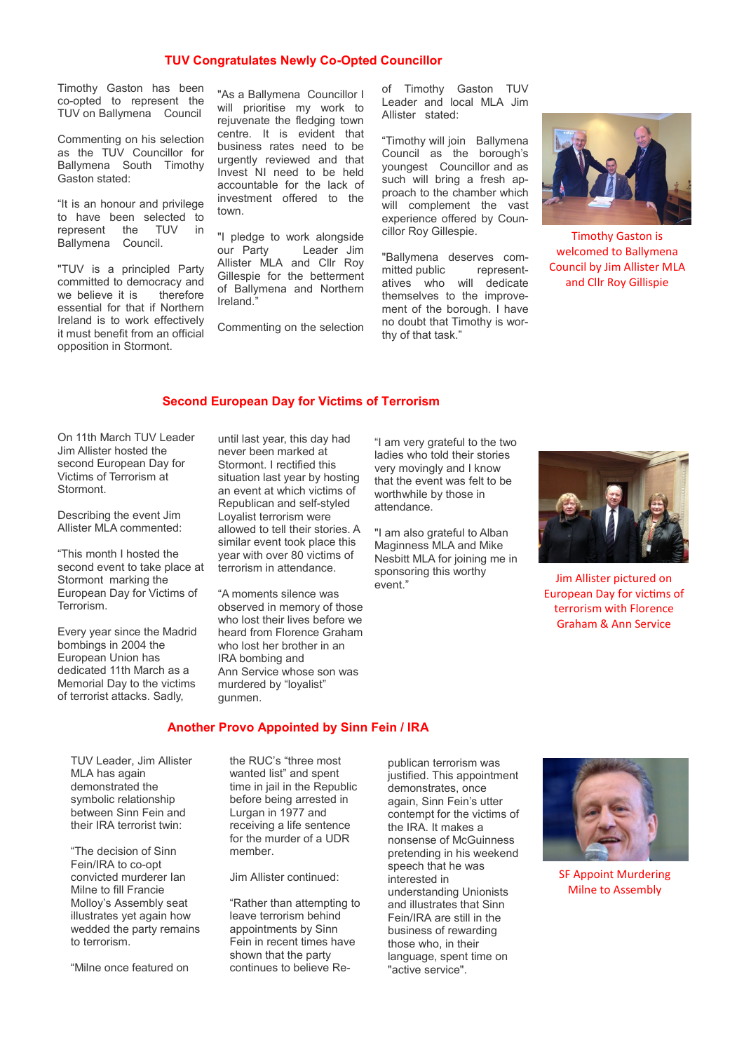## TUV Congratulates Newly Co-Opted Councillor

Timothy Gaston has been co-opted to represent the TUV on Ballymena Council

Commenting on his selection as the TUV Councillor for Ballymena South Timothy Gaston stated:

"It is an honour and privilege to have been selected to represent the TUV in Ballymena Council.

"TUV is a principled Party committed to democracy and we believe it is therefore essential for that if Northern Ireland is to work effectively it must benefit from an official opposition in Stormont.

"As a Ballymena Councillor I will prioritise my work to rejuvenate the fledging town centre. It is evident that business rates need to be urgently reviewed and that Invest NI need to be held accountable for the lack of investment offered to the town.

"I pledge to work alongside our Party Leader Jim Allister MLA and Cllr Roy Gillespie for the betterment of Ballymena and Northern Ireland."

Commenting on the selection of Timothy Gaston TUV Leader and local MLA Jim Allister stated:

"Timothy will join Ballymena Council as the borough's youngest Councillor and as such will bring a fresh approach to the chamber which will complement the vast experience offered by Councillor Roy Gillespie.

"Ballymena deserves committed public representatives who will dedicate themselves to the improvement of the borough. I have no doubt that Timothy is worthy of that task."

Timothy Gaston is welcomed to Ballymena Council by Jim Allister MLA and Cllr Roy Gillispie

## Second European Day for Victims of Terrorism

On 11th March TUV Leader Jim Allister hosted the second European Day for Victims of Terrorism at Stormont.

Describing the event Jim Allister MLA commented:

"This month I hosted the second event to take place at Stormont marking the European Day for Victims of Terrorism.

Every year since the Madrid bombings in 2004 the European Union has dedicated 11th March as a Memorial Day to the victims of terrorist attacks. Sadly, until last year, this day had never been marked at Stormont. I rectified this situation last year by hosting an event at which victims of Republican and self-styled Loyalist terrorism were allowed to tell their stories. A similar event took place this year with over 80 victims of terrorism in attendance.

"A moments silence was observed in memory of those who lost their lives before we heard from Florence Graham who lost her brother in an IRA bombing and Ann Service whose son was murdered by "loyalist" gunmen.

"I am very grateful to the two ladies who told their stories very movingly and I know that the event was felt to be worthwhile by those in attendance.

"I am also grateful to Alban Maginness MLA and Mike Nesbitt MLA for joining me in sponsoring this worthy event."

Jim Allister pictured on European Day for victims of terrorism with Florence Graham & Ann Service

## Another Provo Appointed by Sinn Fein / IRA

TUV Leader, Jim Allister MLA has again demonstrated the symbolic relationship between Sinn Fein and their IRA terrorist twin:

"The decision of Sinn Fein/IRA to co-opt convicted murderer Ian Milne to fill Francie Molloy's Assembly seat illustrates yet again how wedded the party remains to terrorism.

"Milne once featured on the RUC's "three most wanted list" and spent time in jail in the Republic before being arrested in Lurgan in 1977 and receiving a life sentence for the murder of a UDR member.

Jim Allister continued:

"Rather than attempting to leave terrorism behind appointments by Sinn Fein in recent times have shown that the party continues to believe Republican terrorism was justified. This appointment demonstrates, once again, Sinn Fein's utter contempt for the victims of the IRA. It makes a nonsense of McGuinness pretending in his weekend speech that he was interested in understanding Unionists and illustrates that Sinn Fein/IRA are still in the business of rewarding those who, in their language, spent time on "active service".

SF Appoint Murdering Milne to Assembly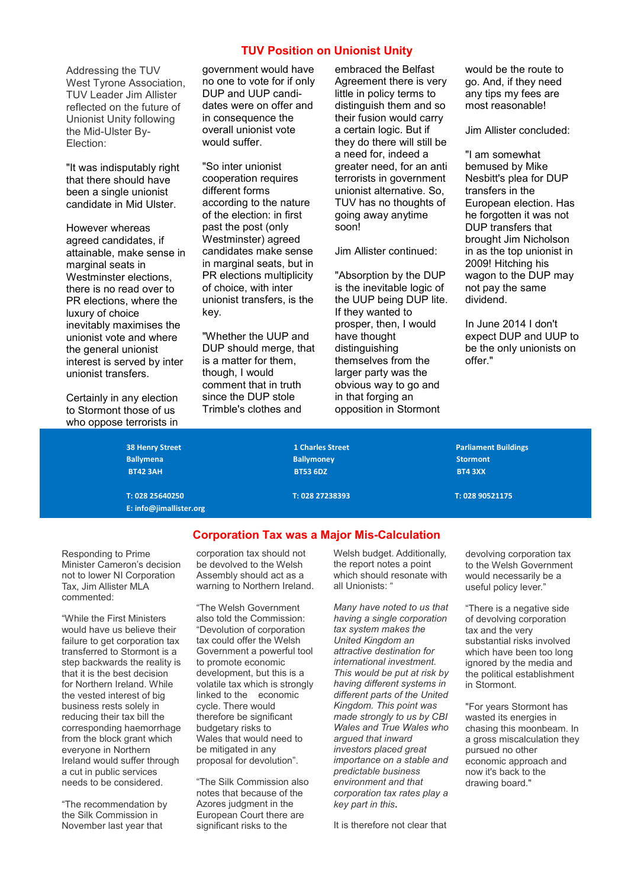## TUV Position on Unionist Unity

Addressing the TUV West Tyrone Association, TUV Leader Jim Allister reflected on the future of Unionist Unity following the Mid-Ulster By-Election:

"It was indisputably right that there should have been a single unionist candidate in Mid Ulster.

However whereas agreed candidates, if attainable, make sense in marginal seats in Westminster elections, there is no read over to PR elections, where the luxury of choice inevitably maximises the unionist vote and where the general unionist interest is served by inter unionist transfers.

Certainly in any election to Stormont those of us who oppose terrorists in government would have no one to vote for if only DUP and UUP candidates were on offer and in consequence the overall unionist vote would suffer.

"So inter unionist cooperation requires different forms according to the nature of the election: in first past the post (only Westminster) agreed candidates make sense in marginal seats, but in PR elections multiplicity of choice, with inter unionist transfers, is the key.

"Whether the UUP and DUP should merge, that is a matter for them, though, I would comment that in truth since the DUP stole Trimble's clothes and embraced the Belfast Agreement there is very little in policy terms to distinguish them and so their fusion would carry a certain logic. But if they do there will still be a need for, indeed a greater need, for an anti terrorists in government unionist alternative. So, TUV has no thoughts of going away anytime soon!

Jim Allister continued:

"Absorption by the DUP is the inevitable logic of the UUP being DUP lite. If they wanted to prosper, then, I would have thought distinguishing themselves from the larger party was the obvious way to go and in that forging an opposition in Stormont would be the route to go. And, if they need any tips my fees are most reasonable!

Jim Allister concluded:

"I am somewhat bemused by Mike Nesbitt's plea for DUP transfers in the European election. Has he forgotten it was not DUP transfers that brought Jim Nicholson in as the top unionist in 2009! Hitching his wagon to the DUP may not pay the same dividend.

In June 2014 I don't expect DUP and UUP to be the only unionists on offer."

**38 Henry Street**
**Ballymena**
**BT42 3AH**

**T: 028 25640250**
**E: info@jimallister.org**

**1 Charles Street**
**Ballymoney**
**BT53 6DZ**

**T: 028 27238393**

**Parliament Buildings**
**Stormont**
**BT4 3XX**

**T: 028 90521175**

## Corporation Tax was a Major Mis-Calculation

Responding to Prime Minister Cameron's decision not to lower NI Corporation Tax, Jim Allister MLA commented:

"While the First Ministers would have us believe their failure to get corporation tax transferred to Stormont is a step backwards the reality is that it is the best decision for Northern Ireland. While the vested interest of big business rests solely in reducing their tax bill the corresponding haemorrhage from the block grant which everyone in Northern Ireland would suffer through a cut in public services needs to be considered.

"The recommendation by the Silk Commission in November last year that corporation tax should not be devolved to the Welsh Assembly should act as a warning to Northern Ireland.

"The Welsh Government also told the Commission: "Devolution of corporation tax could offer the Welsh Government a powerful tool to promote economic development, but this is a volatile tax which is strongly linked to the economic cycle. There would therefore be significant budgetary risks to Wales that would need to be mitigated in any proposal for devolution".

"The Silk Commission also notes that because of the Azores judgment in the European Court there are significant risks to the Welsh budget. Additionally, the report notes a point which should resonate with all Unionists: "

*Many have noted to us that having a single corporation tax system makes the United Kingdom an attractive destination for international investment. This would be put at risk by having different systems in different parts of the United Kingdom. This point was made strongly to us by CBI Wales and True Wales who argued that inward investors placed great importance on a stable and predictable business environment and that corporation tax rates play a key part in this.*

It is therefore not clear that devolving corporation tax to the Welsh Government would necessarily be a useful policy lever."

"There is a negative side of devolving corporation tax and the very substantial risks involved which have been too long ignored by the media and the political establishment in Stormont.

"For years Stormont has wasted its energies in chasing this moonbeam. In a gross miscalculation they pursued no other economic approach and now it's back to the drawing board."